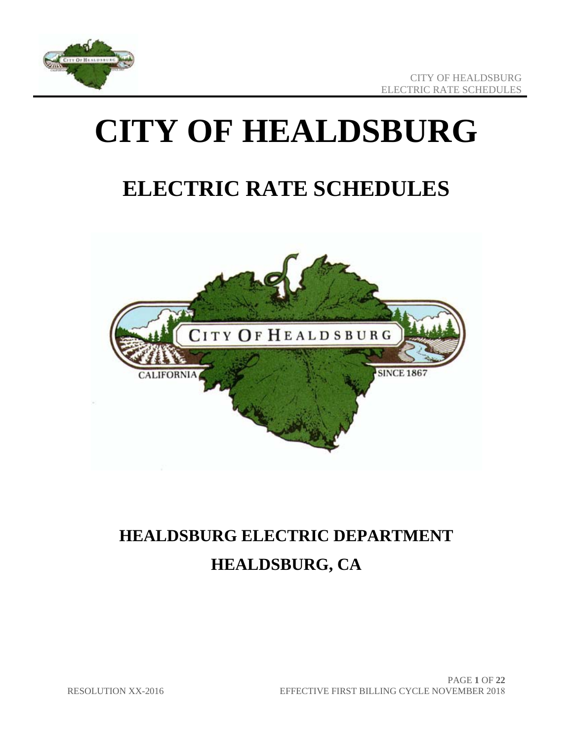# CITY OF HEALDSBURG

## ELECTRIC RATE SCHEDULES

## HEALDSBURG ELECTRIC DEPARTMENT

## HEALDSBURG, CA

RESOLUTION XX-2016

EFFECTIVE FIRST BILLING CYCLE NOVEMBER 2018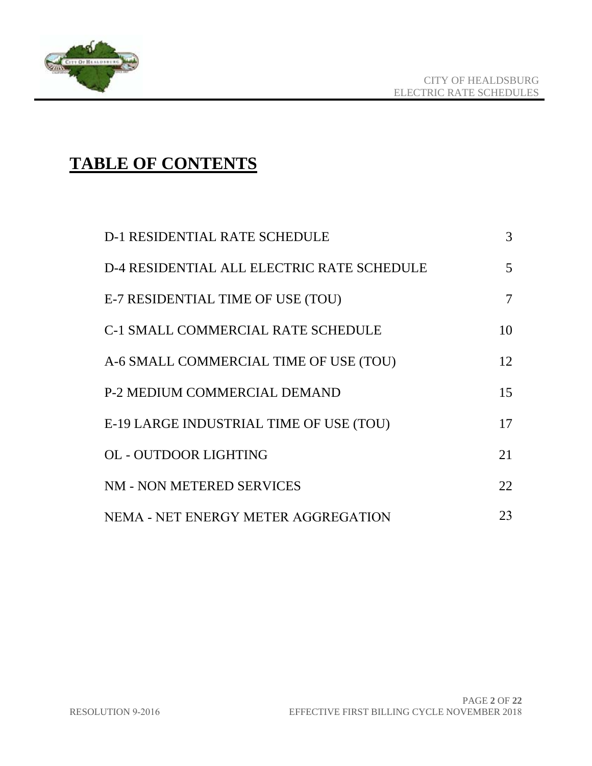# TABLE OF CONTENTS

| | |
|---|---|
| D-1 RESIDENTIAL RATE SCHEDULE | 3 |
| D-4 RESIDENTIAL ALL ELECTRIC RATE SCHEDULE | 5 |
| E-7 RESIDENTIAL TIME OF USE (TOU) | 7 |
| C-1 SMALL COMMERCIAL RATE SCHEDULE | 10 |
| A-6 SMALL COMMERCIAL TIME OF USE (TOU) | 12 |
| P-2 MEDIUM COMMERCIAL DEMAND | 15 |
| E-19 LARGE INDUSTRIAL TIME OF USE (TOU) | 17 |
| OL - OUTDOOR LIGHTING | 21 |
| NM - NON METERED SERVICES | 22 |
| NEMA - NET ENERGY METER AGGREGATION | 23 |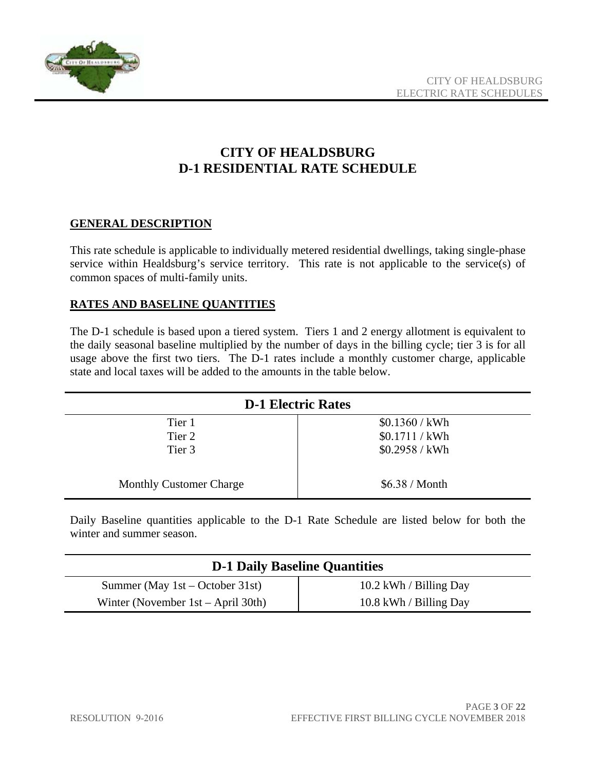# CITY OF HEALDSBURG
# D-1 RESIDENTIAL RATE SCHEDULE

## GENERAL DESCRIPTION

This rate schedule is applicable to individually metered residential dwellings, taking single-phase service within Healdsburg's service territory. This rate is not applicable to the service(s) of common spaces of multi-family units.

## RATES AND BASELINE QUANTITIES

The D-1 schedule is based upon a tiered system. Tiers 1 and 2 energy allotment is equivalent to the daily seasonal baseline multiplied by the number of days in the billing cycle; tier 3 is for all usage above the first two tiers. The D-1 rates include a monthly customer charge, applicable state and local taxes will be added to the amounts in the table below.

| D-1 Electric Rates | |
|---|---|
| Tier 1 | $0.1360 / kWh |
| Tier 2 | $0.1711 / kWh |
| Tier 3 | $0.2958 / kWh |
| Monthly Customer Charge | $6.38 / Month |

Daily Baseline quantities applicable to the D-1 Rate Schedule are listed below for both the winter and summer season.

| D-1 Daily Baseline Quantities | |
|---|---|
| Summer (May 1st – October 31st) | 10.2 kWh / Billing Day |
| Winter (November 1st – April 30th) | 10.8 kWh / Billing Day |

RESOLUTION 9-2016

EFFECTIVE FIRST BILLING CYCLE NOVEMBER 2018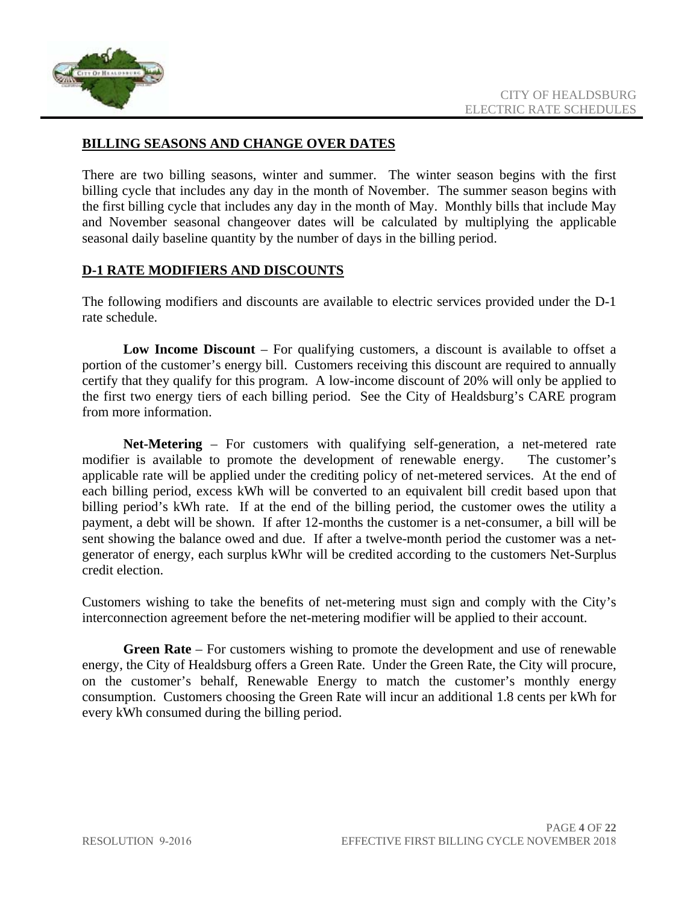## BILLING SEASONS AND CHANGE OVER DATES

There are two billing seasons, winter and summer. The winter season begins with the first billing cycle that includes any day in the month of November. The summer season begins with the first billing cycle that includes any day in the month of May. Monthly bills that include May and November seasonal changeover dates will be calculated by multiplying the applicable seasonal daily baseline quantity by the number of days in the billing period.

## D-1 RATE MODIFIERS AND DISCOUNTS

The following modifiers and discounts are available to electric services provided under the D-1 rate schedule.

**Low Income Discount** – For qualifying customers, a discount is available to offset a portion of the customer's energy bill. Customers receiving this discount are required to annually certify that they qualify for this program. A low-income discount of 20% will only be applied to the first two energy tiers of each billing period. See the City of Healdsburg's CARE program from more information.

**Net-Metering** – For customers with qualifying self-generation, a net-metered rate modifier is available to promote the development of renewable energy. The customer's applicable rate will be applied under the crediting policy of net-metered services. At the end of each billing period, excess kWh will be converted to an equivalent bill credit based upon that billing period's kWh rate. If at the end of the billing period, the customer owes the utility a payment, a debt will be shown. If after 12-months the customer is a net-consumer, a bill will be sent showing the balance owed and due. If after a twelve-month period the customer was a net-generator of energy, each surplus kWhr will be credited according to the customers Net-Surplus credit election.

Customers wishing to take the benefits of net-metering must sign and comply with the City's interconnection agreement before the net-metering modifier will be applied to their account.

**Green Rate** – For customers wishing to promote the development and use of renewable energy, the City of Healdsburg offers a Green Rate. Under the Green Rate, the City will procure, on the customer's behalf, Renewable Energy to match the customer's monthly energy consumption. Customers choosing the Green Rate will incur an additional 1.8 cents per kWh for every kWh consumed during the billing period.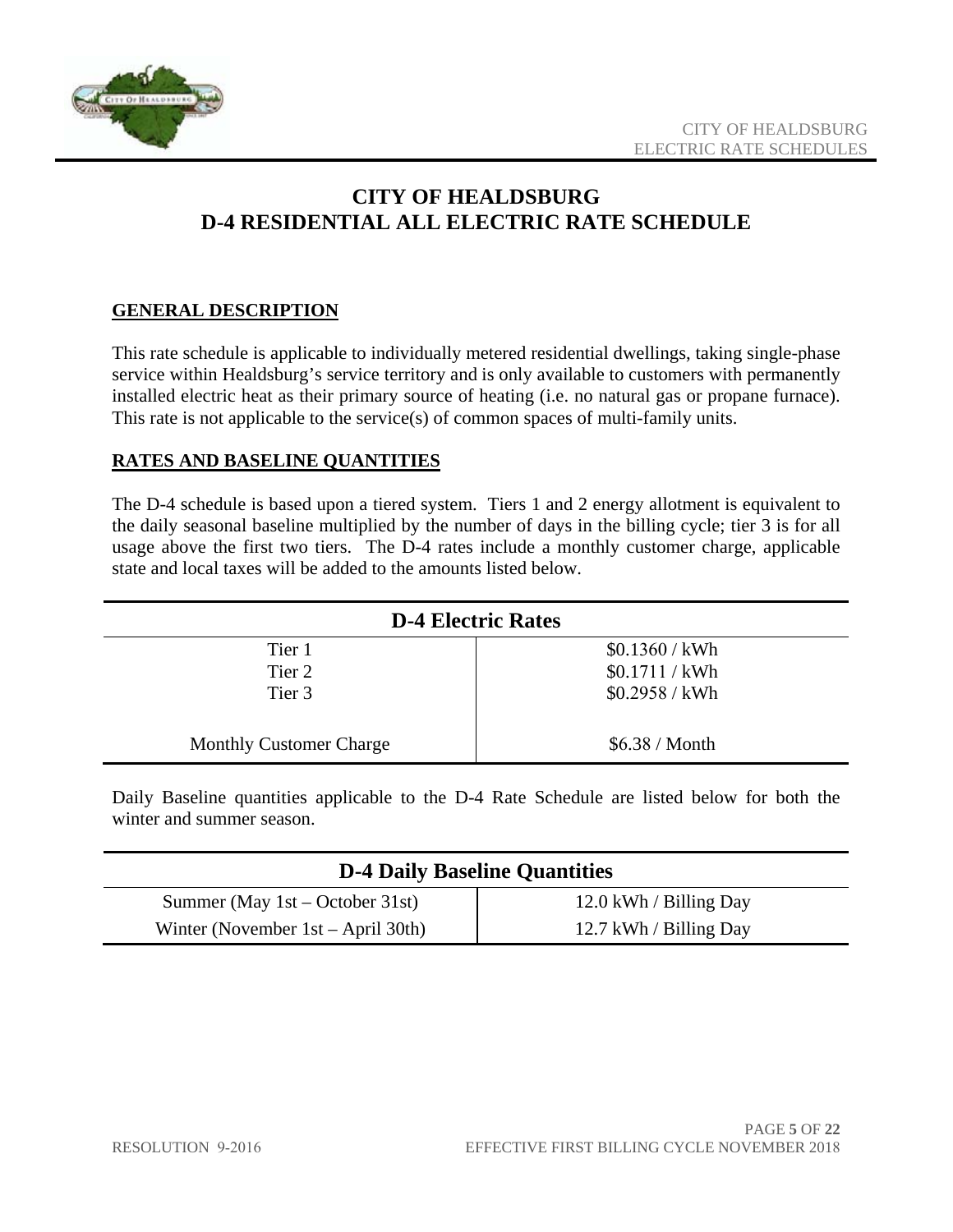# CITY OF HEALDSBURG
# D-4 RESIDENTIAL ALL ELECTRIC RATE SCHEDULE

## GENERAL DESCRIPTION

This rate schedule is applicable to individually metered residential dwellings, taking single-phase service within Healdsburg's service territory and is only available to customers with permanently installed electric heat as their primary source of heating (i.e. no natural gas or propane furnace). This rate is not applicable to the service(s) of common spaces of multi-family units.

## RATES AND BASELINE QUANTITIES

The D-4 schedule is based upon a tiered system. Tiers 1 and 2 energy allotment is equivalent to the daily seasonal baseline multiplied by the number of days in the billing cycle; tier 3 is for all usage above the first two tiers. The D-4 rates include a monthly customer charge, applicable state and local taxes will be added to the amounts listed below.

| D-4 Electric Rates | |
|---|---|
| Tier 1 | $0.1360 / kWh |
| Tier 2 | $0.1711 / kWh |
| Tier 3 | $0.2958 / kWh |
| Monthly Customer Charge | $6.38 / Month |

Daily Baseline quantities applicable to the D-4 Rate Schedule are listed below for both the winter and summer season.

| D-4 Daily Baseline Quantities | |
|---|---|
| Summer (May 1st – October 31st) | 12.0 kWh / Billing Day |
| Winter (November 1st – April 30th) | 12.7 kWh / Billing Day |

RESOLUTION 9-2016

EFFECTIVE FIRST BILLING CYCLE NOVEMBER 2018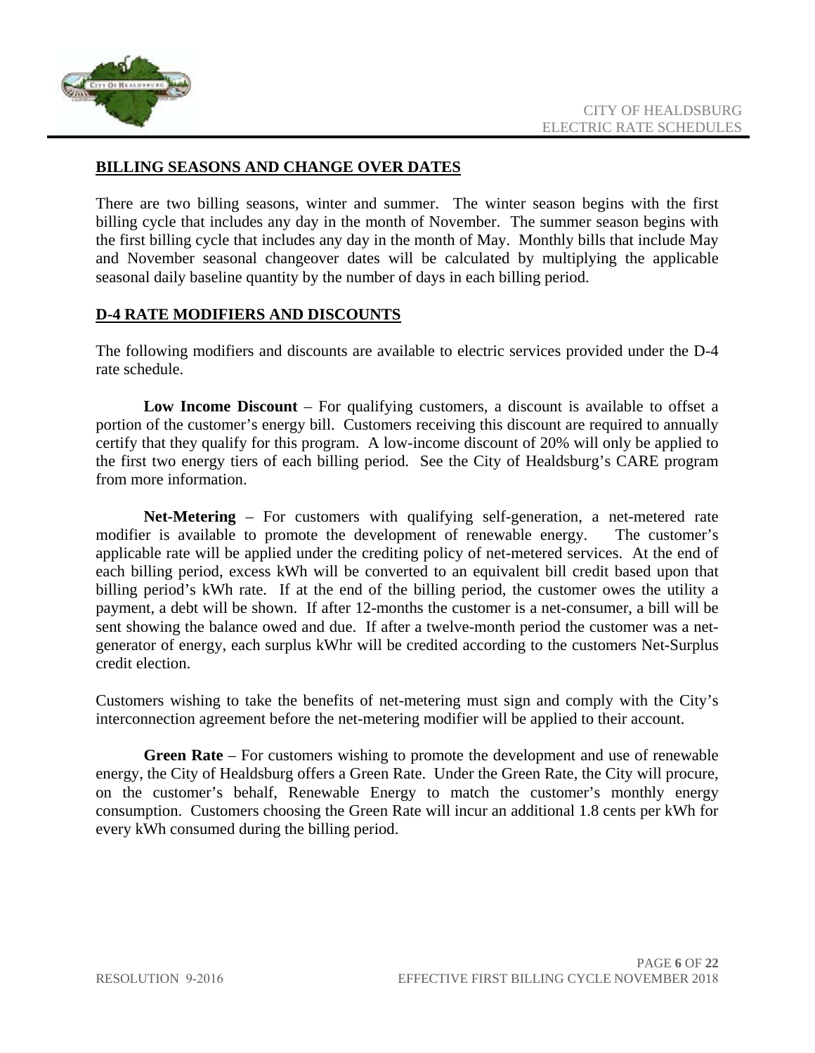## BILLING SEASONS AND CHANGE OVER DATES

There are two billing seasons, winter and summer. The winter season begins with the first billing cycle that includes any day in the month of November. The summer season begins with the first billing cycle that includes any day in the month of May. Monthly bills that include May and November seasonal changeover dates will be calculated by multiplying the applicable seasonal daily baseline quantity by the number of days in each billing period.

## D-4 RATE MODIFIERS AND DISCOUNTS

The following modifiers and discounts are available to electric services provided under the D-4 rate schedule.

**Low Income Discount** – For qualifying customers, a discount is available to offset a portion of the customer's energy bill. Customers receiving this discount are required to annually certify that they qualify for this program. A low-income discount of 20% will only be applied to the first two energy tiers of each billing period. See the City of Healdsburg's CARE program from more information.

**Net-Metering** – For customers with qualifying self-generation, a net-metered rate modifier is available to promote the development of renewable energy. The customer's applicable rate will be applied under the crediting policy of net-metered services. At the end of each billing period, excess kWh will be converted to an equivalent bill credit based upon that billing period's kWh rate. If at the end of the billing period, the customer owes the utility a payment, a debt will be shown. If after 12-months the customer is a net-consumer, a bill will be sent showing the balance owed and due. If after a twelve-month period the customer was a net-generator of energy, each surplus kWhr will be credited according to the customers Net-Surplus credit election.

Customers wishing to take the benefits of net-metering must sign and comply with the City's interconnection agreement before the net-metering modifier will be applied to their account.

**Green Rate** – For customers wishing to promote the development and use of renewable energy, the City of Healdsburg offers a Green Rate. Under the Green Rate, the City will procure, on the customer's behalf, Renewable Energy to match the customer's monthly energy consumption. Customers choosing the Green Rate will incur an additional 1.8 cents per kWh for every kWh consumed during the billing period.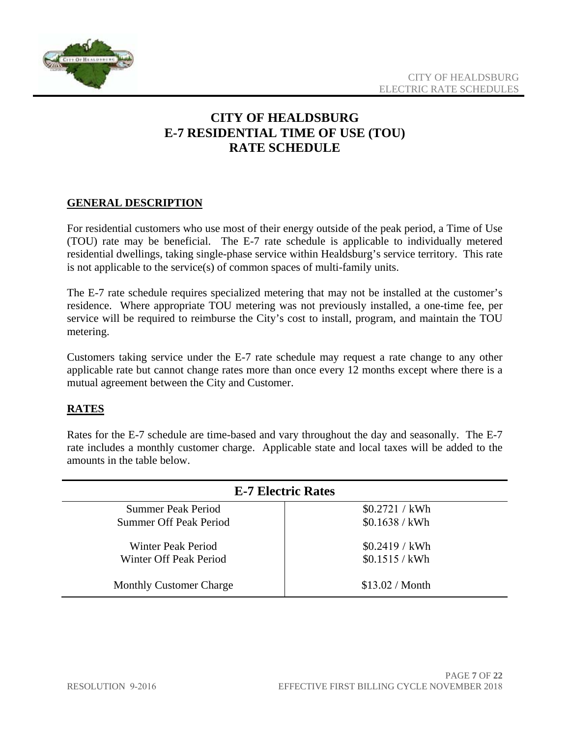# CITY OF HEALDSBURG
# E-7 RESIDENTIAL TIME OF USE (TOU) RATE SCHEDULE

## GENERAL DESCRIPTION

For residential customers who use most of their energy outside of the peak period, a Time of Use (TOU) rate may be beneficial. The E-7 rate schedule is applicable to individually metered residential dwellings, taking single-phase service within Healdsburg's service territory. This rate is not applicable to the service(s) of common spaces of multi-family units.

The E-7 rate schedule requires specialized metering that may not be installed at the customer's residence. Where appropriate TOU metering was not previously installed, a one-time fee, per service will be required to reimburse the City's cost to install, program, and maintain the TOU metering.

Customers taking service under the E-7 rate schedule may request a rate change to any other applicable rate but cannot change rates more than once every 12 months except where there is a mutual agreement between the City and Customer.

## RATES

Rates for the E-7 schedule are time-based and vary throughout the day and seasonally. The E-7 rate includes a monthly customer charge. Applicable state and local taxes will be added to the amounts in the table below.

| E-7 Electric Rates | |
|---|---|
| Summer Peak Period | $0.2721 / kWh |
| Summer Off Peak Period | $0.1638 / kWh |
| Winter Peak Period | $0.2419 / kWh |
| Winter Off Peak Period | $0.1515 / kWh |
| Monthly Customer Charge | $13.02 / Month |

RESOLUTION 9-2016 EFFECTIVE FIRST BILLING CYCLE NOVEMBER 2018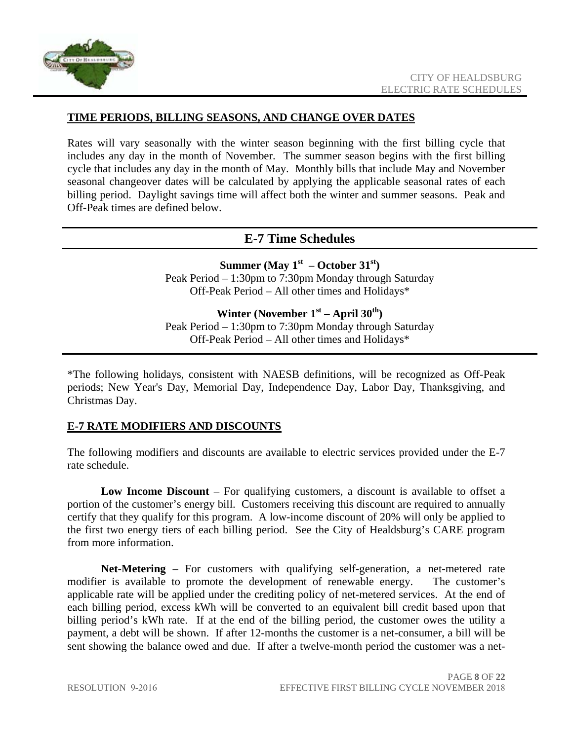## TIME PERIODS, BILLING SEASONS, AND CHANGE OVER DATES

Rates will vary seasonally with the winter season beginning with the first billing cycle that includes any day in the month of November. The summer season begins with the first billing cycle that includes any day in the month of May. Monthly bills that include May and November seasonal changeover dates will be calculated by applying the applicable seasonal rates of each billing period. Daylight savings time will affect both the winter and summer seasons. Peak and Off-Peak times are defined below.

## E-7 Time Schedules

**Summer (May 1st – October 31st)**
Peak Period – 1:30pm to 7:30pm Monday through Saturday
Off-Peak Period – All other times and Holidays*

**Winter (November 1st – April 30th)**
Peak Period – 1:30pm to 7:30pm Monday through Saturday
Off-Peak Period – All other times and Holidays*

*The following holidays, consistent with NAESB definitions, will be recognized as Off-Peak periods; New Year's Day, Memorial Day, Independence Day, Labor Day, Thanksgiving, and Christmas Day.

## E-7 RATE MODIFIERS AND DISCOUNTS

The following modifiers and discounts are available to electric services provided under the E-7 rate schedule.

**Low Income Discount** – For qualifying customers, a discount is available to offset a portion of the customer's energy bill. Customers receiving this discount are required to annually certify that they qualify for this program. A low-income discount of 20% will only be applied to the first two energy tiers of each billing period. See the City of Healdsburg's CARE program from more information.

**Net-Metering** – For customers with qualifying self-generation, a net-metered rate modifier is available to promote the development of renewable energy. The customer's applicable rate will be applied under the crediting policy of net-metered services. At the end of each billing period, excess kWh will be converted to an equivalent bill credit based upon that billing period's kWh rate. If at the end of the billing period, the customer owes the utility a payment, a debt will be shown. If after 12-months the customer is a net-consumer, a bill will be sent showing the balance owed and due. If after a twelve-month period the customer was a net-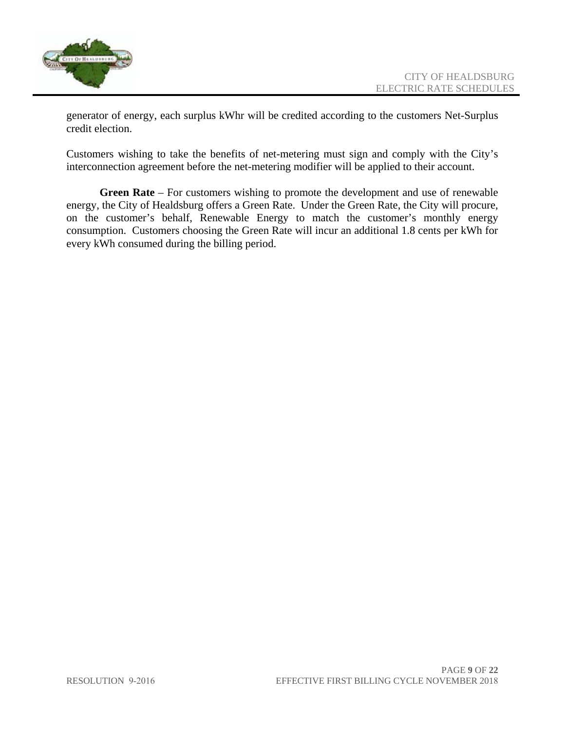generator of energy, each surplus kWhr will be credited according to the customers Net-Surplus credit election.

Customers wishing to take the benefits of net-metering must sign and comply with the City's interconnection agreement before the net-metering modifier will be applied to their account.

**Green Rate** – For customers wishing to promote the development and use of renewable energy, the City of Healdsburg offers a Green Rate. Under the Green Rate, the City will procure, on the customer's behalf, Renewable Energy to match the customer's monthly energy consumption. Customers choosing the Green Rate will incur an additional 1.8 cents per kWh for every kWh consumed during the billing period.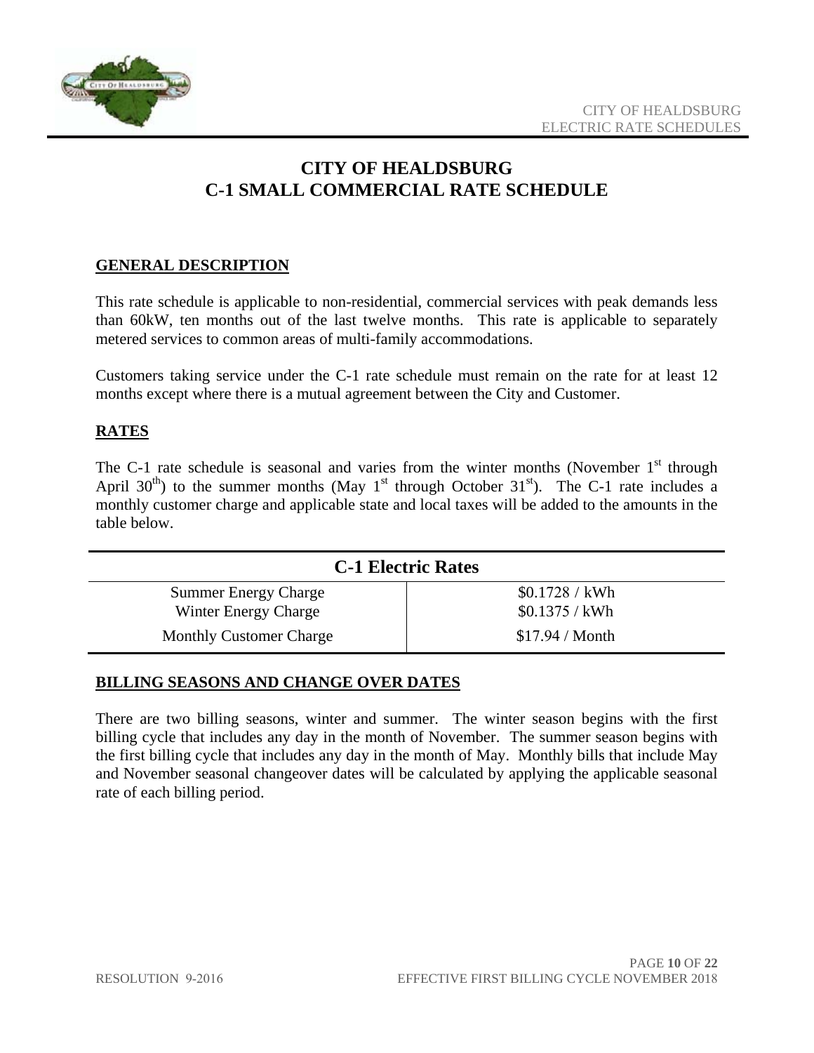# CITY OF HEALDSBURG
# C-1 SMALL COMMERCIAL RATE SCHEDULE

## GENERAL DESCRIPTION

This rate schedule is applicable to non-residential, commercial services with peak demands less than 60kW, ten months out of the last twelve months. This rate is applicable to separately metered services to common areas of multi-family accommodations.

Customers taking service under the C-1 rate schedule must remain on the rate for at least 12 months except where there is a mutual agreement between the City and Customer.

## RATES

The C-1 rate schedule is seasonal and varies from the winter months (November 1st through April 30th) to the summer months (May 1st through October 31st). The C-1 rate includes a monthly customer charge and applicable state and local taxes will be added to the amounts in the table below.

| C-1 Electric Rates | |
|---|---|
| Summer Energy Charge | \$0.1728 / kWh |
| Winter Energy Charge | \$0.1375 / kWh |
| Monthly Customer Charge | \$17.94 / Month |

## BILLING SEASONS AND CHANGE OVER DATES

There are two billing seasons, winter and summer. The winter season begins with the first billing cycle that includes any day in the month of November. The summer season begins with the first billing cycle that includes any day in the month of May. Monthly bills that include May and November seasonal changeover dates will be calculated by applying the applicable seasonal rate of each billing period.

RESOLUTION 9-2016 EFFECTIVE FIRST BILLING CYCLE NOVEMBER 2018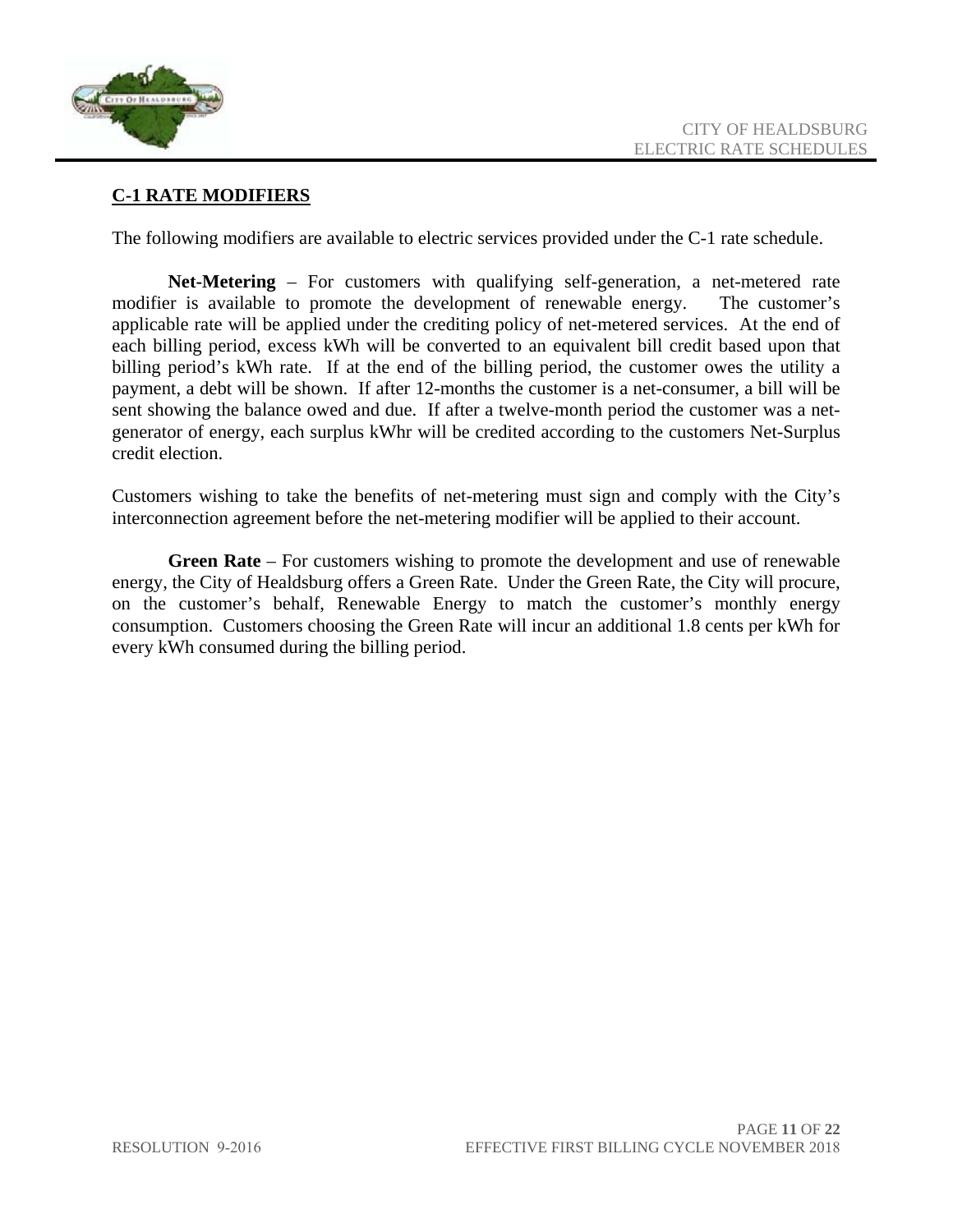## C-1 RATE MODIFIERS

The following modifiers are available to electric services provided under the C-1 rate schedule.

**Net-Metering** – For customers with qualifying self-generation, a net-metered rate modifier is available to promote the development of renewable energy. The customer's applicable rate will be applied under the crediting policy of net-metered services. At the end of each billing period, excess kWh will be converted to an equivalent bill credit based upon that billing period's kWh rate. If at the end of the billing period, the customer owes the utility a payment, a debt will be shown. If after 12-months the customer is a net-consumer, a bill will be sent showing the balance owed and due. If after a twelve-month period the customer was a net-generator of energy, each surplus kWhr will be credited according to the customers Net-Surplus credit election.

Customers wishing to take the benefits of net-metering must sign and comply with the City's interconnection agreement before the net-metering modifier will be applied to their account.

**Green Rate** – For customers wishing to promote the development and use of renewable energy, the City of Healdsburg offers a Green Rate. Under the Green Rate, the City will procure, on the customer's behalf, Renewable Energy to match the customer's monthly energy consumption. Customers choosing the Green Rate will incur an additional 1.8 cents per kWh for every kWh consumed during the billing period.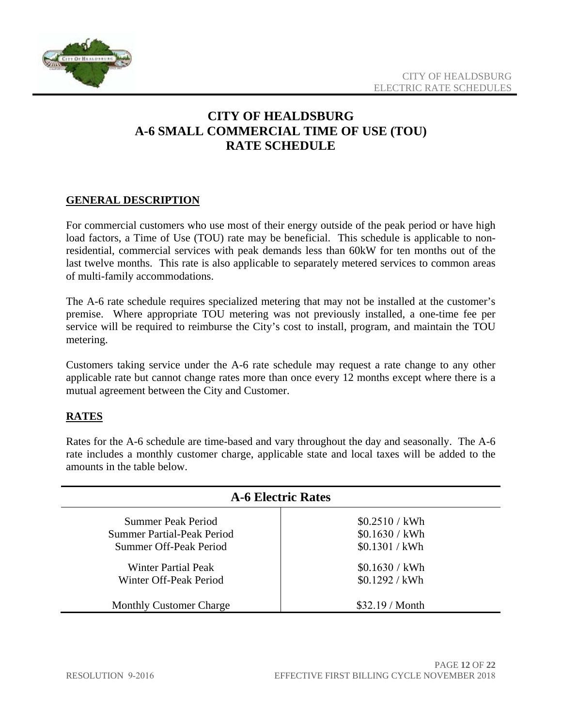# CITY OF HEALDSBURG A-6 SMALL COMMERCIAL TIME OF USE (TOU) RATE SCHEDULE

## GENERAL DESCRIPTION

For commercial customers who use most of their energy outside of the peak period or have high load factors, a Time of Use (TOU) rate may be beneficial. This schedule is applicable to non-residential, commercial services with peak demands less than 60kW for ten months out of the last twelve months. This rate is also applicable to separately metered services to common areas of multi-family accommodations.

The A-6 rate schedule requires specialized metering that may not be installed at the customer's premise. Where appropriate TOU metering was not previously installed, a one-time fee per service will be required to reimburse the City's cost to install, program, and maintain the TOU metering.

Customers taking service under the A-6 rate schedule may request a rate change to any other applicable rate but cannot change rates more than once every 12 months except where there is a mutual agreement between the City and Customer.

## RATES

Rates for the A-6 schedule are time-based and vary throughout the day and seasonally. The A-6 rate includes a monthly customer charge, applicable state and local taxes will be added to the amounts in the table below.

| A-6 Electric Rates | |
|---|---|
| Summer Peak Period | $0.2510 / kWh |
| Summer Partial-Peak Period | $0.1630 / kWh |
| Summer Off-Peak Period | $0.1301 / kWh |
| Winter Partial Peak | $0.1630 / kWh |
| Winter Off-Peak Period | $0.1292 / kWh |
| Monthly Customer Charge | $32.19 / Month |

RESOLUTION 9-2016

EFFECTIVE FIRST BILLING CYCLE NOVEMBER 2018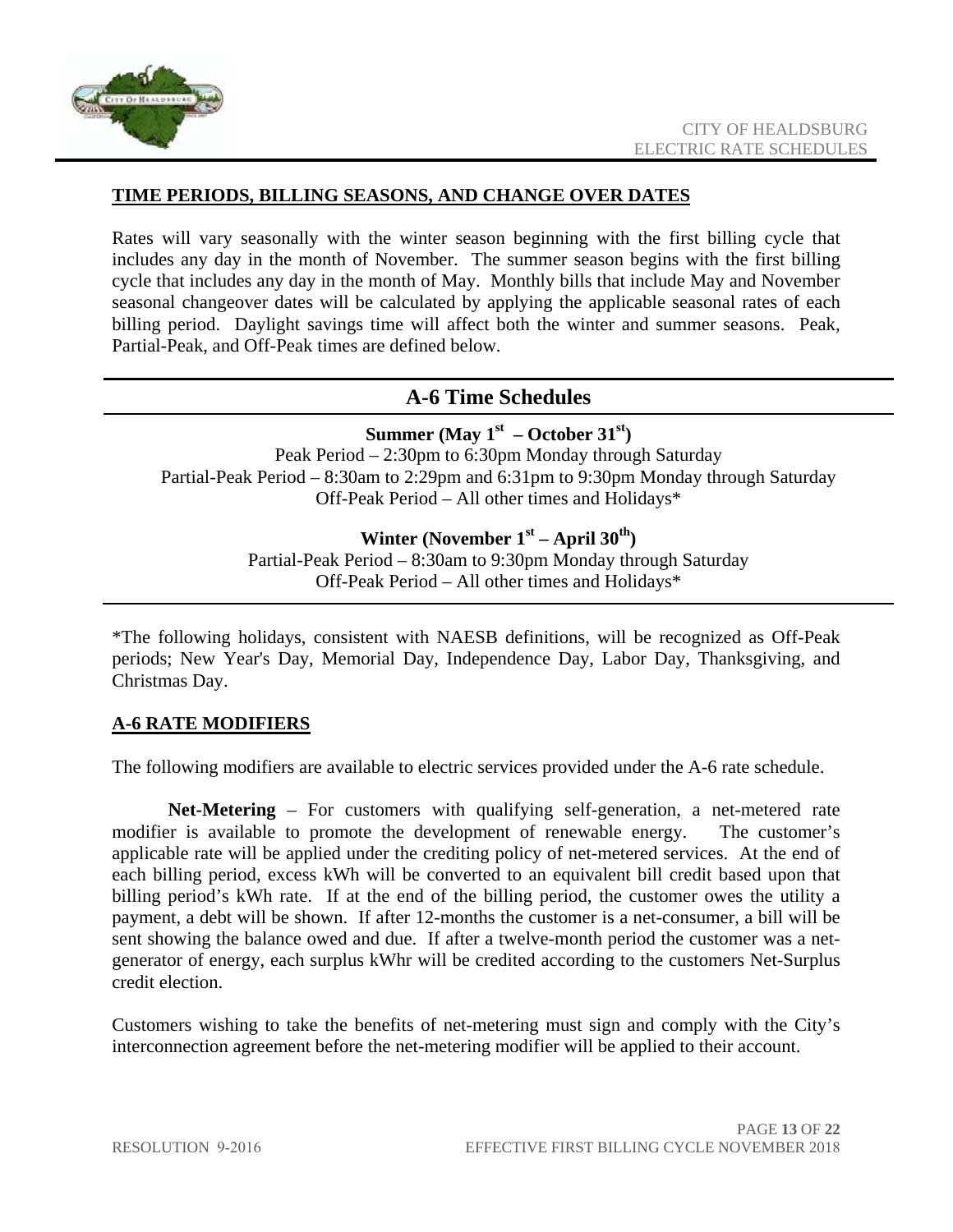## TIME PERIODS, BILLING SEASONS, AND CHANGE OVER DATES

Rates will vary seasonally with the winter season beginning with the first billing cycle that includes any day in the month of November. The summer season begins with the first billing cycle that includes any day in the month of May. Monthly bills that include May and November seasonal changeover dates will be calculated by applying the applicable seasonal rates of each billing period. Daylight savings time will affect both the winter and summer seasons. Peak, Partial-Peak, and Off-Peak times are defined below.

## A-6 Time Schedules

**Summer (May 1st – October 31st)**

Peak Period – 2:30pm to 6:30pm Monday through Saturday
Partial-Peak Period – 8:30am to 2:29pm and 6:31pm to 9:30pm Monday through Saturday
Off-Peak Period – All other times and Holidays*

**Winter (November 1st – April 30th)**

Partial-Peak Period – 8:30am to 9:30pm Monday through Saturday
Off-Peak Period – All other times and Holidays*

*The following holidays, consistent with NAESB definitions, will be recognized as Off-Peak periods; New Year's Day, Memorial Day, Independence Day, Labor Day, Thanksgiving, and Christmas Day.

## A-6 RATE MODIFIERS

The following modifiers are available to electric services provided under the A-6 rate schedule.

**Net-Metering** – For customers with qualifying self-generation, a net-metered rate modifier is available to promote the development of renewable energy. The customer's applicable rate will be applied under the crediting policy of net-metered services. At the end of each billing period, excess kWh will be converted to an equivalent bill credit based upon that billing period's kWh rate. If at the end of the billing period, the customer owes the utility a payment, a debt will be shown. If after 12-months the customer is a net-consumer, a bill will be sent showing the balance owed and due. If after a twelve-month period the customer was a net-generator of energy, each surplus kWhr will be credited according to the customers Net-Surplus credit election.

Customers wishing to take the benefits of net-metering must sign and comply with the City's interconnection agreement before the net-metering modifier will be applied to their account.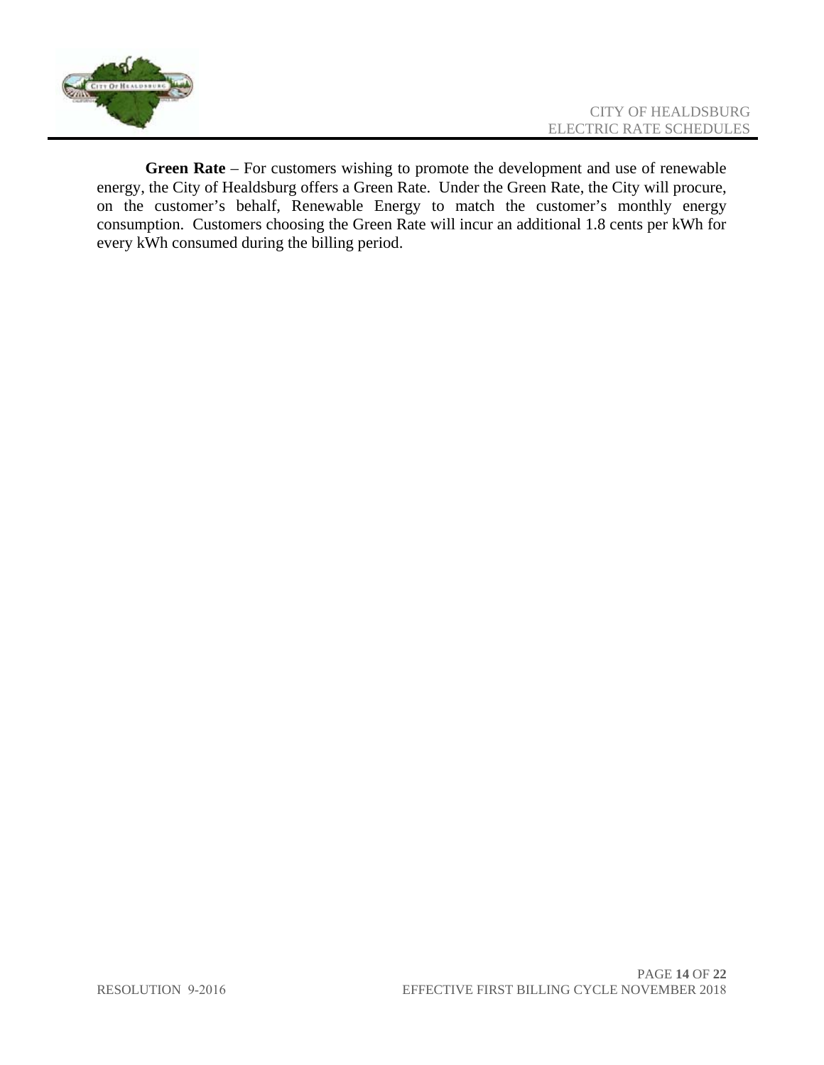**Green Rate** – For customers wishing to promote the development and use of renewable energy, the City of Healdsburg offers a Green Rate. Under the Green Rate, the City will procure, on the customer's behalf, Renewable Energy to match the customer's monthly energy consumption. Customers choosing the Green Rate will incur an additional 1.8 cents per kWh for every kWh consumed during the billing period.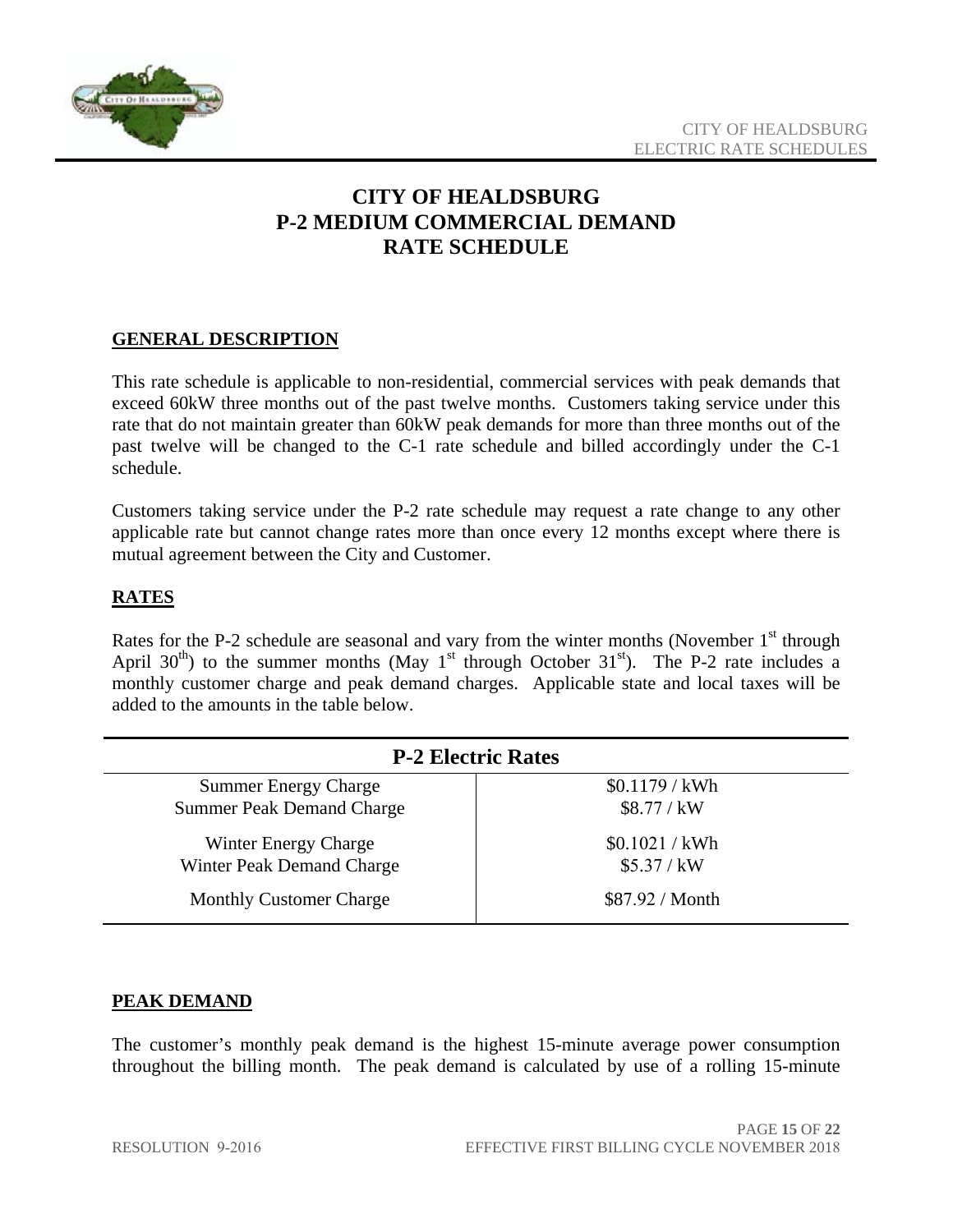# CITY OF HEALDSBURG
# P-2 MEDIUM COMMERCIAL DEMAND
# RATE SCHEDULE

## GENERAL DESCRIPTION

This rate schedule is applicable to non-residential, commercial services with peak demands that exceed 60kW three months out of the past twelve months. Customers taking service under this rate that do not maintain greater than 60kW peak demands for more than three months out of the past twelve will be changed to the C-1 rate schedule and billed accordingly under the C-1 schedule.

Customers taking service under the P-2 rate schedule may request a rate change to any other applicable rate but cannot change rates more than once every 12 months except where there is mutual agreement between the City and Customer.

## RATES

Rates for the P-2 schedule are seasonal and vary from the winter months (November 1st through April 30th) to the summer months (May 1st through October 31st). The P-2 rate includes a monthly customer charge and peak demand charges. Applicable state and local taxes will be added to the amounts in the table below.

| P-2 Electric Rates | |
|---|---|
| Summer Energy Charge | $0.1179 / kWh |
| Summer Peak Demand Charge | $8.77 / kW |
| Winter Energy Charge | $0.1021 / kWh |
| Winter Peak Demand Charge | $5.37 / kW |
| Monthly Customer Charge | $87.92 / Month |

## PEAK DEMAND

The customer's monthly peak demand is the highest 15-minute average power consumption throughout the billing month. The peak demand is calculated by use of a rolling 15-minute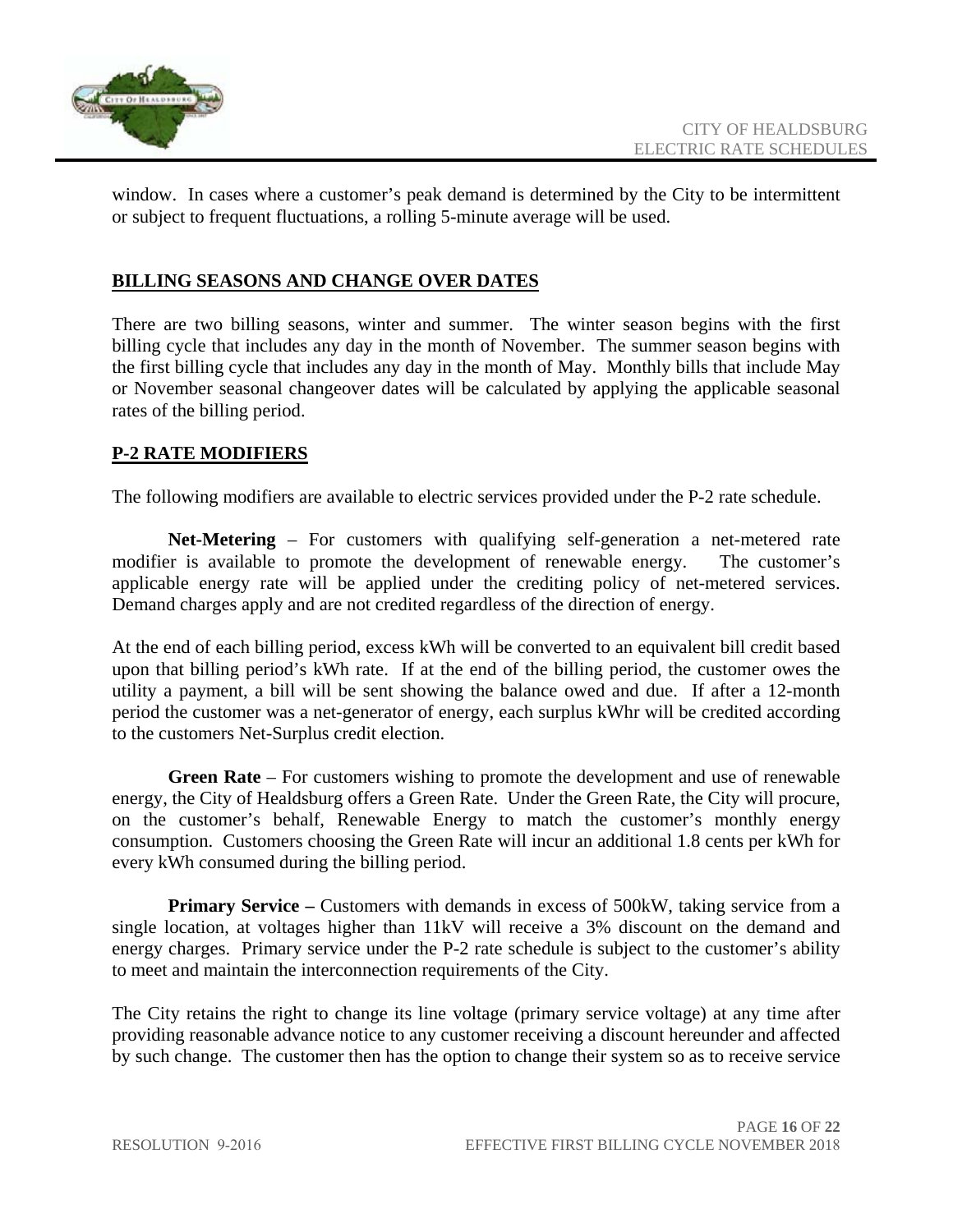window. In cases where a customer's peak demand is determined by the City to be intermittent or subject to frequent fluctuations, a rolling 5-minute average will be used.

## BILLING SEASONS AND CHANGE OVER DATES

There are two billing seasons, winter and summer. The winter season begins with the first billing cycle that includes any day in the month of November. The summer season begins with the first billing cycle that includes any day in the month of May. Monthly bills that include May or November seasonal changeover dates will be calculated by applying the applicable seasonal rates of the billing period.

## P-2 RATE MODIFIERS

The following modifiers are available to electric services provided under the P-2 rate schedule.

**Net-Metering** – For customers with qualifying self-generation a net-metered rate modifier is available to promote the development of renewable energy. The customer's applicable energy rate will be applied under the crediting policy of net-metered services. Demand charges apply and are not credited regardless of the direction of energy.

At the end of each billing period, excess kWh will be converted to an equivalent bill credit based upon that billing period's kWh rate. If at the end of the billing period, the customer owes the utility a payment, a bill will be sent showing the balance owed and due. If after a 12-month period the customer was a net-generator of energy, each surplus kWhr will be credited according to the customers Net-Surplus credit election.

**Green Rate** – For customers wishing to promote the development and use of renewable energy, the City of Healdsburg offers a Green Rate. Under the Green Rate, the City will procure, on the customer's behalf, Renewable Energy to match the customer's monthly energy consumption. Customers choosing the Green Rate will incur an additional 1.8 cents per kWh for every kWh consumed during the billing period.

**Primary Service –** Customers with demands in excess of 500kW, taking service from a single location, at voltages higher than 11kV will receive a 3% discount on the demand and energy charges. Primary service under the P-2 rate schedule is subject to the customer's ability to meet and maintain the interconnection requirements of the City.

The City retains the right to change its line voltage (primary service voltage) at any time after providing reasonable advance notice to any customer receiving a discount hereunder and affected by such change. The customer then has the option to change their system so as to receive service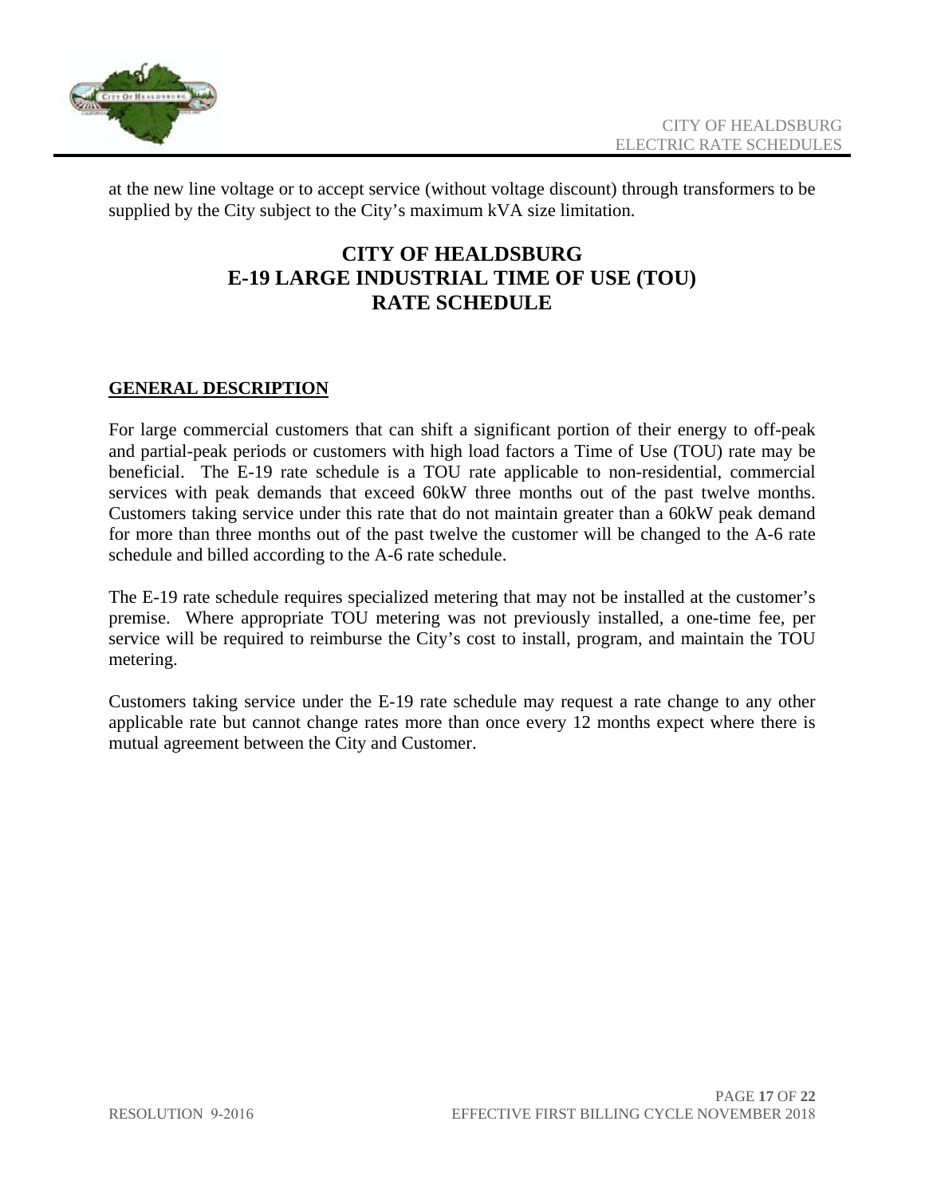at the new line voltage or to accept service (without voltage discount) through transformers to be supplied by the City subject to the City's maximum kVA size limitation.

# CITY OF HEALDSBURG
# E-19 LARGE INDUSTRIAL TIME OF USE (TOU) RATE SCHEDULE

## GENERAL DESCRIPTION

For large commercial customers that can shift a significant portion of their energy to off-peak and partial-peak periods or customers with high load factors a Time of Use (TOU) rate may be beneficial. The E-19 rate schedule is a TOU rate applicable to non-residential, commercial services with peak demands that exceed 60kW three months out of the past twelve months. Customers taking service under this rate that do not maintain greater than a 60kW peak demand for more than three months out of the past twelve the customer will be changed to the A-6 rate schedule and billed according to the A-6 rate schedule.

The E-19 rate schedule requires specialized metering that may not be installed at the customer's premise. Where appropriate TOU metering was not previously installed, a one-time fee, per service will be required to reimburse the City's cost to install, program, and maintain the TOU metering.

Customers taking service under the E-19 rate schedule may request a rate change to any other applicable rate but cannot change rates more than once every 12 months expect where there is mutual agreement between the City and Customer.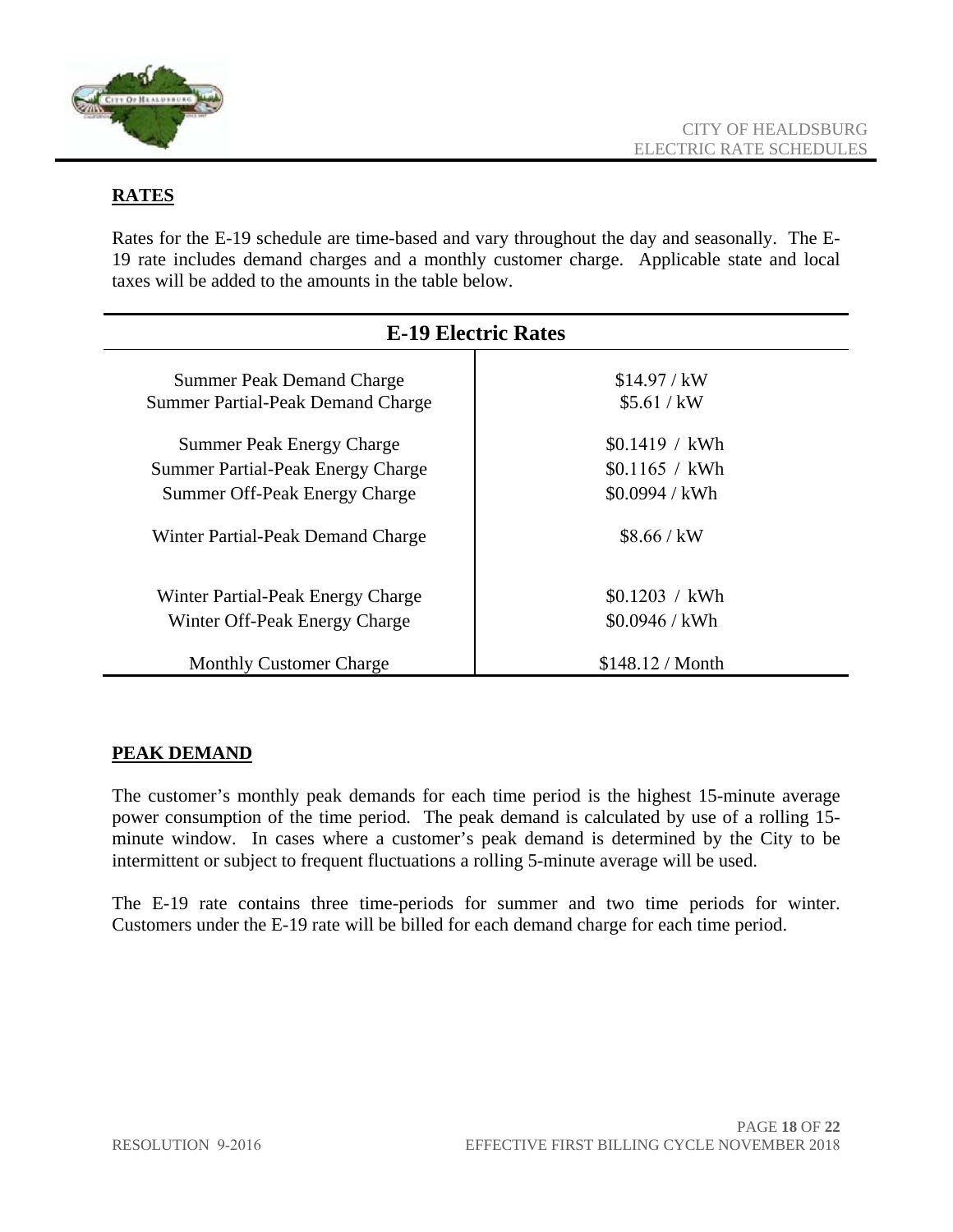## RATES

Rates for the E-19 schedule are time-based and vary throughout the day and seasonally. The E-19 rate includes demand charges and a monthly customer charge. Applicable state and local taxes will be added to the amounts in the table below.

| E-19 Electric Rates | |
|---|---|
| Summer Peak Demand Charge | $14.97 / kW |
| Summer Partial-Peak Demand Charge | $5.61 / kW |
| Summer Peak Energy Charge | $0.1419 / kWh |
| Summer Partial-Peak Energy Charge | $0.1165 / kWh |
| Summer Off-Peak Energy Charge | $0.0994 / kWh |
| Winter Partial-Peak Demand Charge | $8.66 / kW |
| Winter Partial-Peak Energy Charge | $0.1203 / kWh |
| Winter Off-Peak Energy Charge | $0.0946 / kWh |
| Monthly Customer Charge | $148.12 / Month |

## PEAK DEMAND

The customer's monthly peak demands for each time period is the highest 15-minute average power consumption of the time period. The peak demand is calculated by use of a rolling 15-minute window. In cases where a customer's peak demand is determined by the City to be intermittent or subject to frequent fluctuations a rolling 5-minute average will be used.

The E-19 rate contains three time-periods for summer and two time periods for winter. Customers under the E-19 rate will be billed for each demand charge for each time period.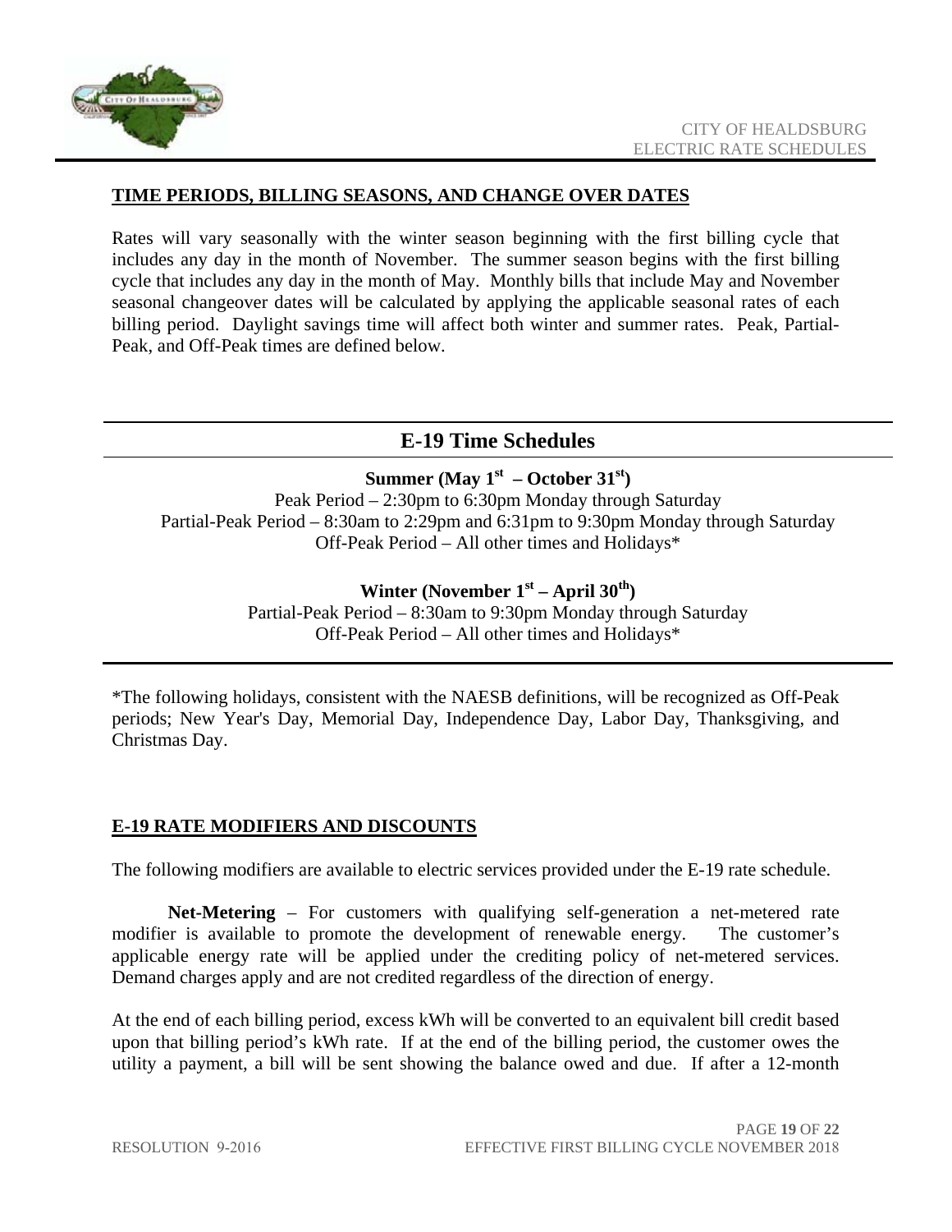## TIME PERIODS, BILLING SEASONS, AND CHANGE OVER DATES

Rates will vary seasonally with the winter season beginning with the first billing cycle that includes any day in the month of November. The summer season begins with the first billing cycle that includes any day in the month of May. Monthly bills that include May and November seasonal changeover dates will be calculated by applying the applicable seasonal rates of each billing period. Daylight savings time will affect both winter and summer rates. Peak, Partial-Peak, and Off-Peak times are defined below.

## E-19 Time Schedules

**Summer (May 1st – October 31st)**

Peak Period – 2:30pm to 6:30pm Monday through Saturday
Partial-Peak Period – 8:30am to 2:29pm and 6:31pm to 9:30pm Monday through Saturday
Off-Peak Period – All other times and Holidays*

**Winter (November 1st – April 30th)**

Partial-Peak Period – 8:30am to 9:30pm Monday through Saturday
Off-Peak Period – All other times and Holidays*

*The following holidays, consistent with the NAESB definitions, will be recognized as Off-Peak periods; New Year's Day, Memorial Day, Independence Day, Labor Day, Thanksgiving, and Christmas Day.

## E-19 RATE MODIFIERS AND DISCOUNTS

The following modifiers are available to electric services provided under the E-19 rate schedule.

**Net-Metering** – For customers with qualifying self-generation a net-metered rate modifier is available to promote the development of renewable energy. The customer's applicable energy rate will be applied under the crediting policy of net-metered services. Demand charges apply and are not credited regardless of the direction of energy.

At the end of each billing period, excess kWh will be converted to an equivalent bill credit based upon that billing period's kWh rate. If at the end of the billing period, the customer owes the utility a payment, a bill will be sent showing the balance owed and due. If after a 12-month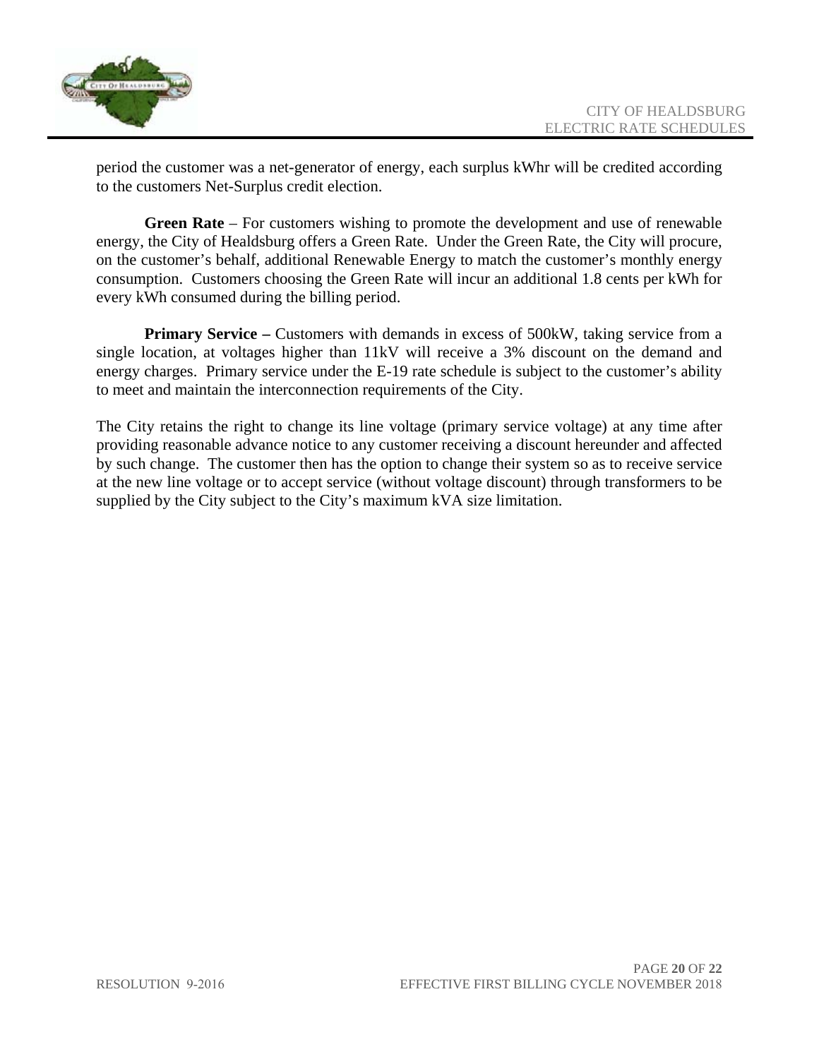period the customer was a net-generator of energy, each surplus kWhr will be credited according to the customers Net-Surplus credit election.

**Green Rate** – For customers wishing to promote the development and use of renewable energy, the City of Healdsburg offers a Green Rate. Under the Green Rate, the City will procure, on the customer's behalf, additional Renewable Energy to match the customer's monthly energy consumption. Customers choosing the Green Rate will incur an additional 1.8 cents per kWh for every kWh consumed during the billing period.

**Primary Service –** Customers with demands in excess of 500kW, taking service from a single location, at voltages higher than 11kV will receive a 3% discount on the demand and energy charges. Primary service under the E-19 rate schedule is subject to the customer's ability to meet and maintain the interconnection requirements of the City.

The City retains the right to change its line voltage (primary service voltage) at any time after providing reasonable advance notice to any customer receiving a discount hereunder and affected by such change. The customer then has the option to change their system so as to receive service at the new line voltage or to accept service (without voltage discount) through transformers to be supplied by the City subject to the City's maximum kVA size limitation.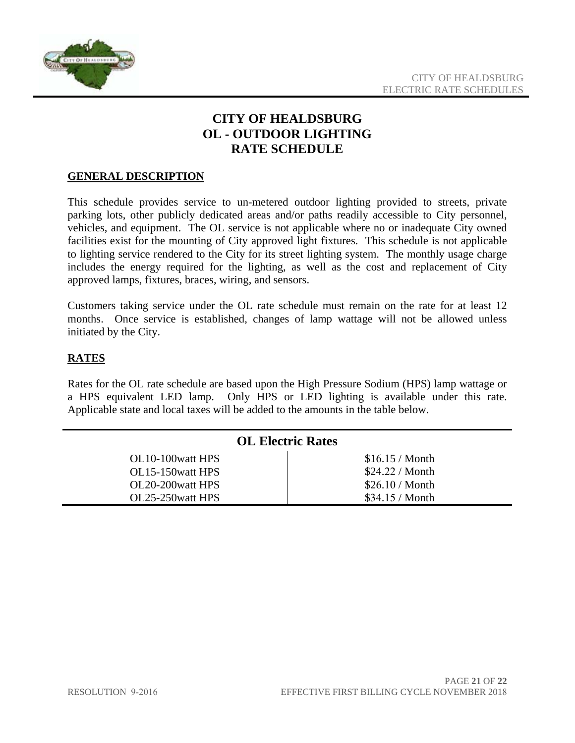# CITY OF HEALDSBURG
# OL - OUTDOOR LIGHTING
# RATE SCHEDULE

## GENERAL DESCRIPTION

This schedule provides service to un-metered outdoor lighting provided to streets, private parking lots, other publicly dedicated areas and/or paths readily accessible to City personnel, vehicles, and equipment. The OL service is not applicable where no or inadequate City owned facilities exist for the mounting of City approved light fixtures. This schedule is not applicable to lighting service rendered to the City for its street lighting system. The monthly usage charge includes the energy required for the lighting, as well as the cost and replacement of City approved lamps, fixtures, braces, wiring, and sensors.

Customers taking service under the OL rate schedule must remain on the rate for at least 12 months. Once service is established, changes of lamp wattage will not be allowed unless initiated by the City.

## RATES

Rates for the OL rate schedule are based upon the High Pressure Sodium (HPS) lamp wattage or a HPS equivalent LED lamp. Only HPS or LED lighting is available under this rate. Applicable state and local taxes will be added to the amounts in the table below.

| OL Electric Rates | |
|---|---|
| OL10-100watt HPS | $16.15 / Month |
| OL15-150watt HPS | $24.22 / Month |
| OL20-200watt HPS | $26.10 / Month |
| OL25-250watt HPS | $34.15 / Month |

RESOLUTION 9-2016

EFFECTIVE FIRST BILLING CYCLE NOVEMBER 2018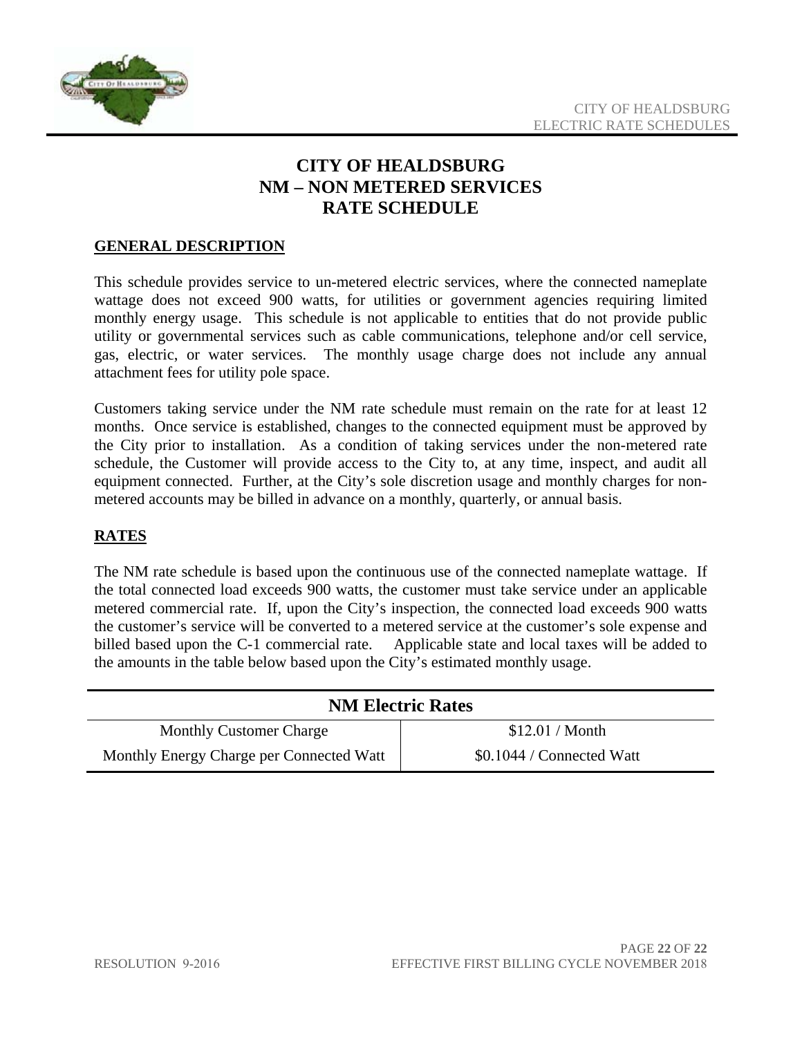# CITY OF HEALDSBURG
# NM – NON METERED SERVICES
# RATE SCHEDULE

## GENERAL DESCRIPTION

This schedule provides service to un-metered electric services, where the connected nameplate wattage does not exceed 900 watts, for utilities or government agencies requiring limited monthly energy usage. This schedule is not applicable to entities that do not provide public utility or governmental services such as cable communications, telephone and/or cell service, gas, electric, or water services. The monthly usage charge does not include any annual attachment fees for utility pole space.

Customers taking service under the NM rate schedule must remain on the rate for at least 12 months. Once service is established, changes to the connected equipment must be approved by the City prior to installation. As a condition of taking services under the non-metered rate schedule, the Customer will provide access to the City to, at any time, inspect, and audit all equipment connected. Further, at the City's sole discretion usage and monthly charges for non-metered accounts may be billed in advance on a monthly, quarterly, or annual basis.

## RATES

The NM rate schedule is based upon the continuous use of the connected nameplate wattage. If the total connected load exceeds 900 watts, the customer must take service under an applicable metered commercial rate. If, upon the City's inspection, the connected load exceeds 900 watts the customer's service will be converted to a metered service at the customer's sole expense and billed based upon the C-1 commercial rate. Applicable state and local taxes will be added to the amounts in the table below based upon the City's estimated monthly usage.

| NM Electric Rates | |
|---|---|
| Monthly Customer Charge | $12.01 / Month |
| Monthly Energy Charge per Connected Watt | $0.1044 / Connected Watt |

RESOLUTION 9-2016

EFFECTIVE FIRST BILLING CYCLE NOVEMBER 2018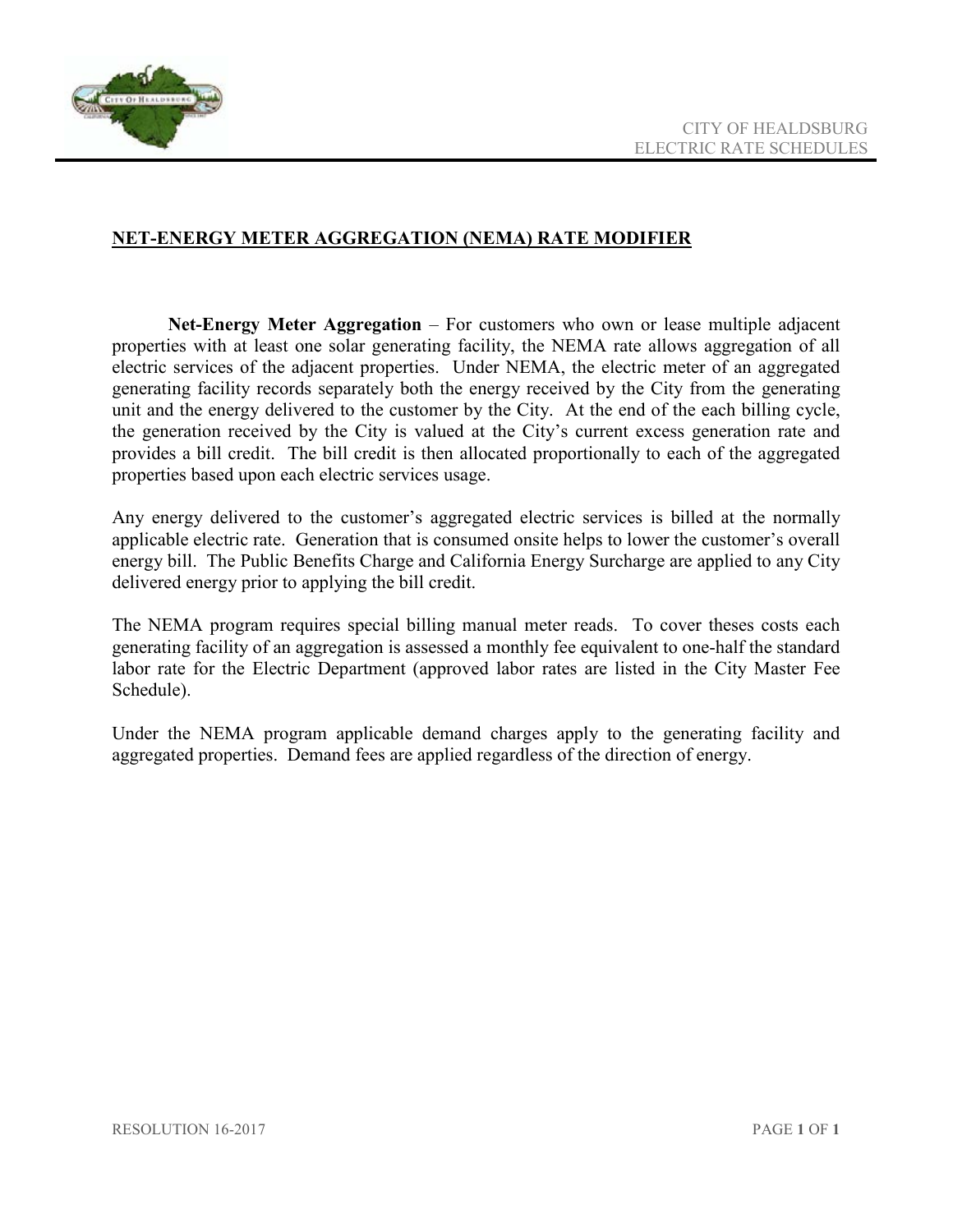## NET-ENERGY METER AGGREGATION (NEMA) RATE MODIFIER

**Net-Energy Meter Aggregation** – For customers who own or lease multiple adjacent properties with at least one solar generating facility, the NEMA rate allows aggregation of all electric services of the adjacent properties. Under NEMA, the electric meter of an aggregated generating facility records separately both the energy received by the City from the generating unit and the energy delivered to the customer by the City. At the end of the each billing cycle, the generation received by the City is valued at the City's current excess generation rate and provides a bill credit. The bill credit is then allocated proportionally to each of the aggregated properties based upon each electric services usage.

Any energy delivered to the customer's aggregated electric services is billed at the normally applicable electric rate. Generation that is consumed onsite helps to lower the customer's overall energy bill. The Public Benefits Charge and California Energy Surcharge are applied to any City delivered energy prior to applying the bill credit.

The NEMA program requires special billing manual meter reads. To cover theses costs each generating facility of an aggregation is assessed a monthly fee equivalent to one-half the standard labor rate for the Electric Department (approved labor rates are listed in the City Master Fee Schedule).

Under the NEMA program applicable demand charges apply to the generating facility and aggregated properties. Demand fees are applied regardless of the direction of energy.